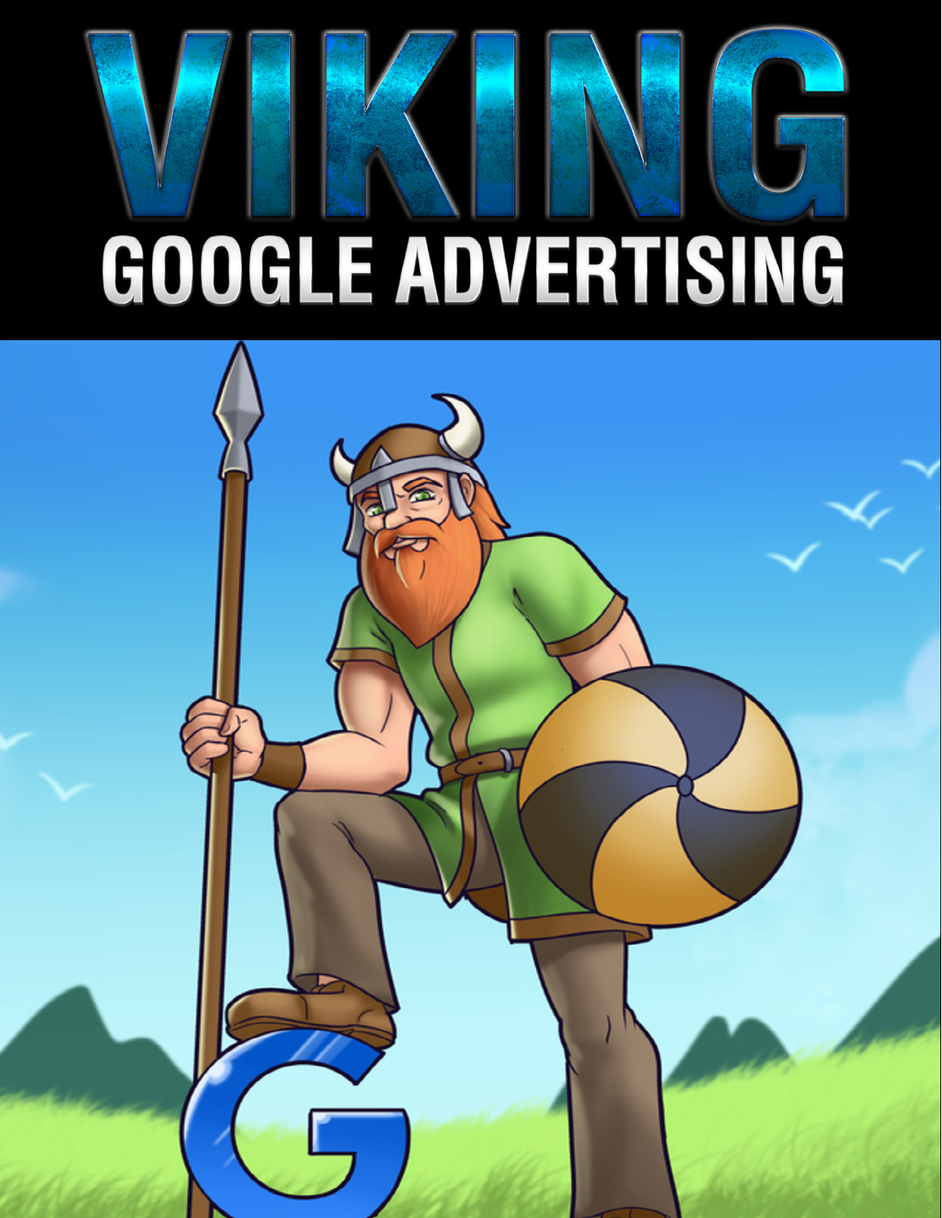# VIKING

## GOOGLE ADVERTISING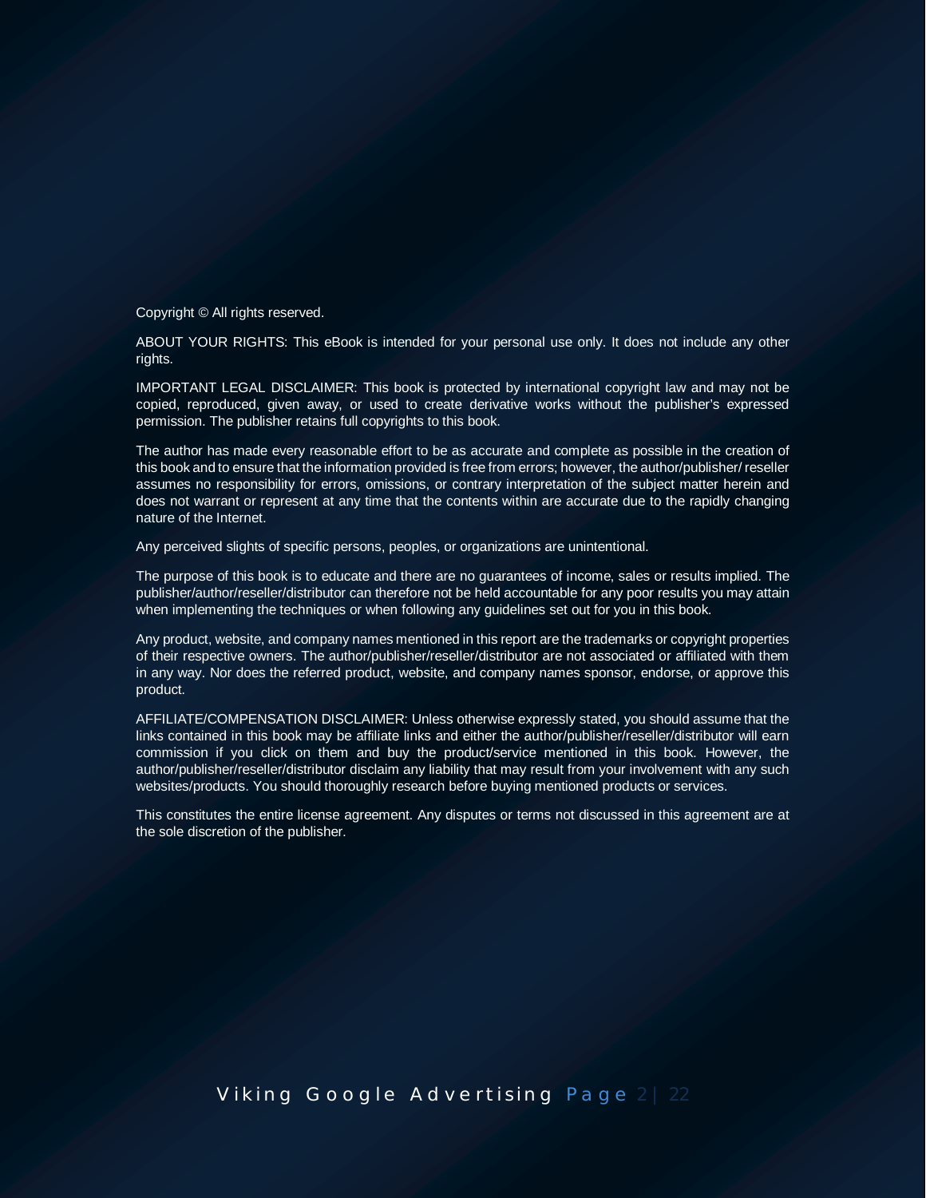Copyright © All rights reserved.

ABOUT YOUR RIGHTS: This eBook is intended for your personal use only. It does not include any other rights.

IMPORTANT LEGAL DISCLAIMER: This book is protected by international copyright law and may not be copied, reproduced, given away, or used to create derivative works without the publisher's expressed permission. The publisher retains full copyrights to this book.

The author has made every reasonable effort to be as accurate and complete as possible in the creation of this book and to ensure that the information provided is free from errors; however, the author/publisher/ reseller assumes no responsibility for errors, omissions, or contrary interpretation of the subject matter herein and does not warrant or represent at any time that the contents within are accurate due to the rapidly changing nature of the Internet.

Any perceived slights of specific persons, peoples, or organizations are unintentional.

The purpose of this book is to educate and there are no guarantees of income, sales or results implied. The publisher/author/reseller/distributor can therefore not be held accountable for any poor results you may attain when implementing the techniques or when following any guidelines set out for you in this book.

Any product, website, and company names mentioned in this report are the trademarks or copyright properties of their respective owners. The author/publisher/reseller/distributor are not associated or affiliated with them in any way. Nor does the referred product, website, and company names sponsor, endorse, or approve this product.

AFFILIATE/COMPENSATION DISCLAIMER: Unless otherwise expressly stated, you should assume that the links contained in this book may be affiliate links and either the author/publisher/reseller/distributor will earn commission if you click on them and buy the product/service mentioned in this book. However, the author/publisher/reseller/distributor disclaim any liability that may result from your involvement with any such websites/products. You should thoroughly research before buying mentioned products or services.

This constitutes the entire license agreement. Any disputes or terms not discussed in this agreement are at the sole discretion of the publisher.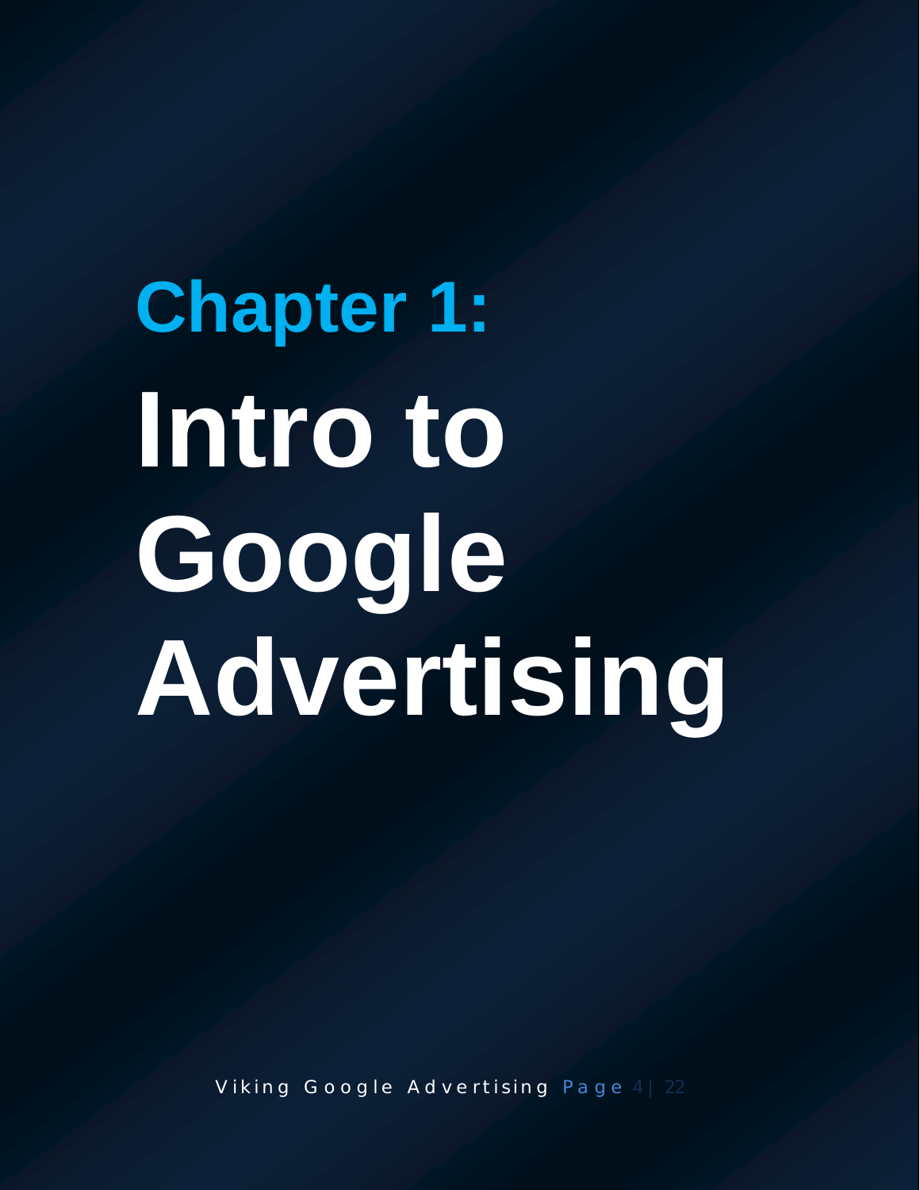# Chapter 1: Intro to Google Advertising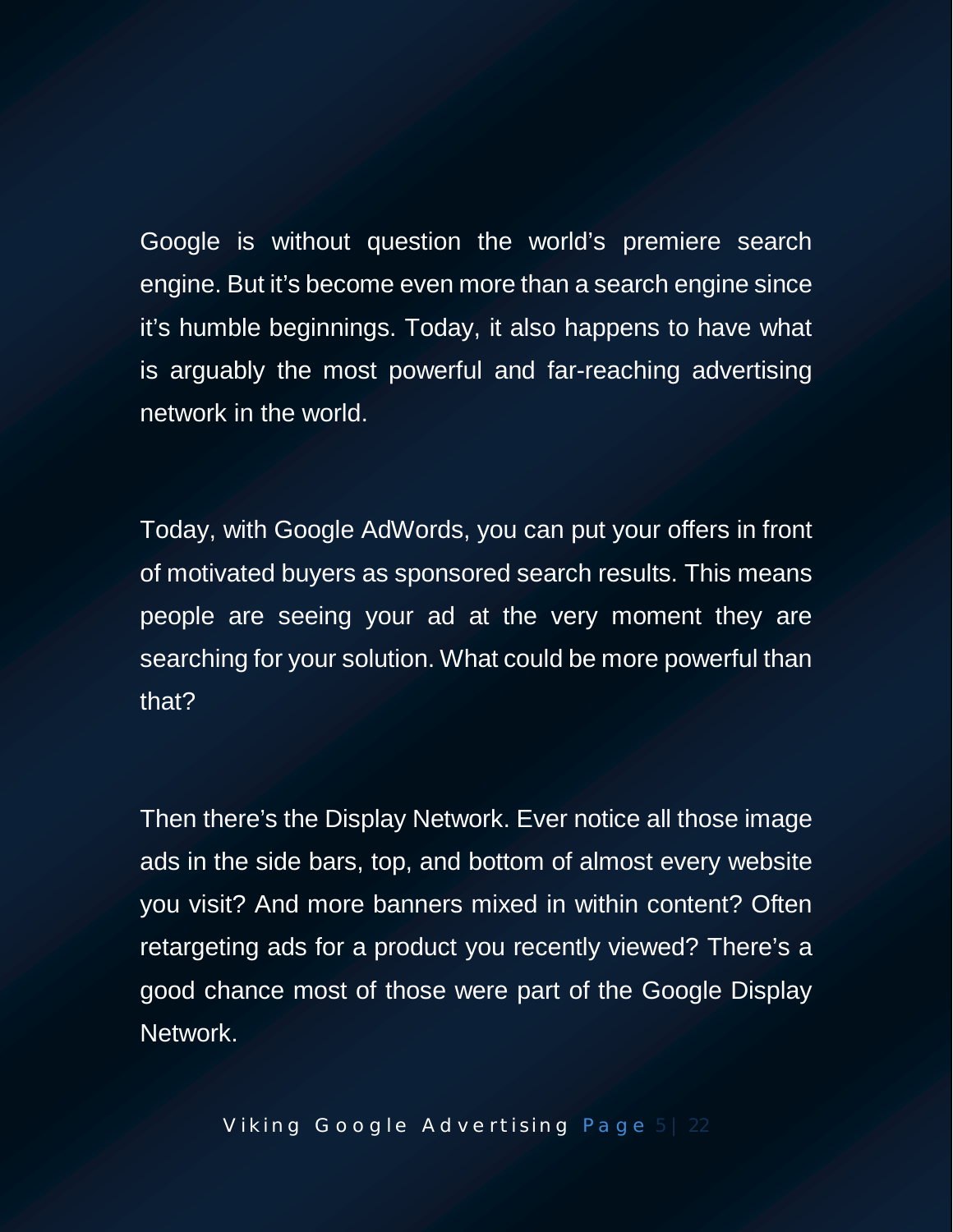Google is without question the world's premiere search engine. But it's become even more than a search engine since it's humble beginnings. Today, it also happens to have what is arguably the most powerful and far-reaching advertising network in the world.

Today, with Google AdWords, you can put your offers in front of motivated buyers as sponsored search results. This means people are seeing your ad at the very moment they are searching for your solution. What could be more powerful than that?

Then there's the Display Network. Ever notice all those image ads in the side bars, top, and bottom of almost every website you visit? And more banners mixed in within content? Often retargeting ads for a product you recently viewed? There's a good chance most of those were part of the Google Display Network.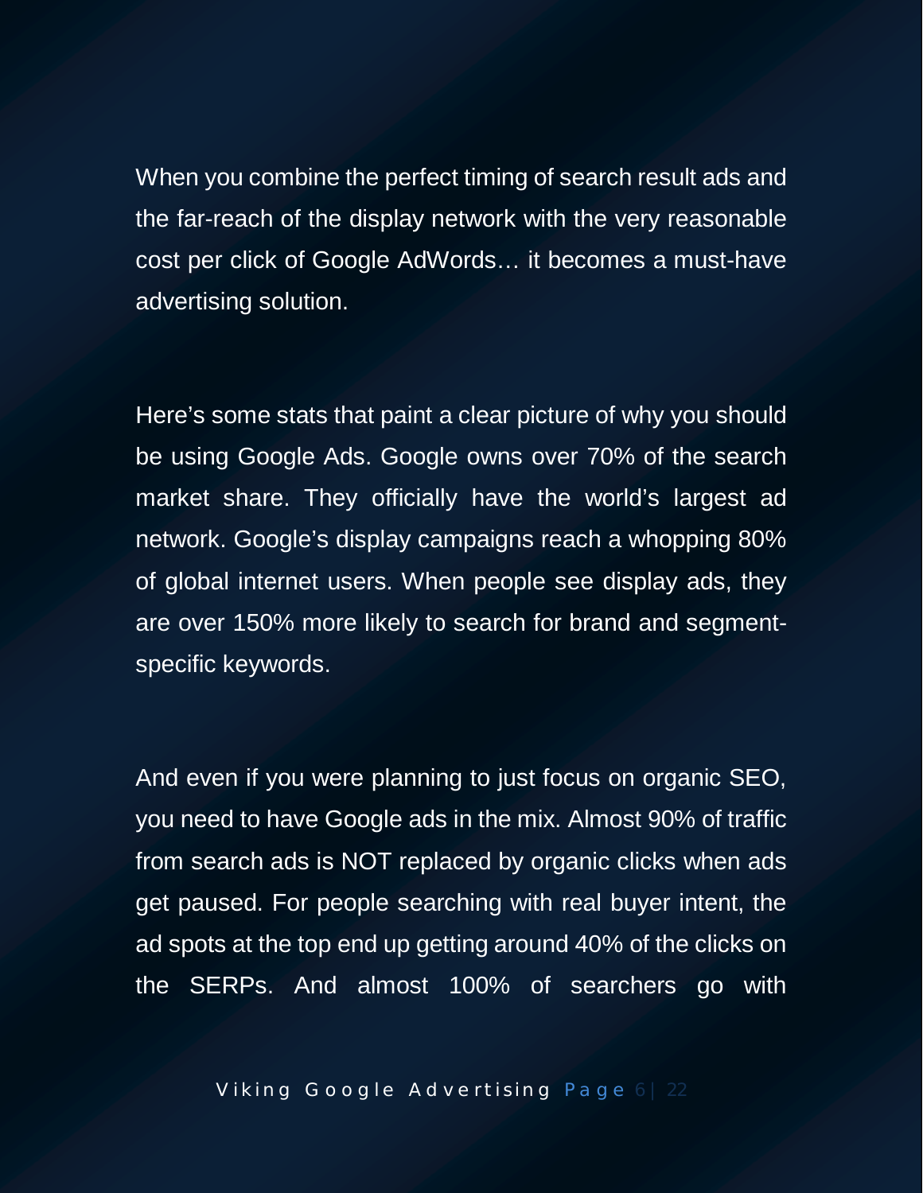When you combine the perfect timing of search result ads and the far-reach of the display network with the very reasonable cost per click of Google AdWords… it becomes a must-have advertising solution.

Here's some stats that paint a clear picture of why you should be using Google Ads. Google owns over 70% of the search market share. They officially have the world's largest ad network. Google's display campaigns reach a whopping 80% of global internet users. When people see display ads, they are over 150% more likely to search for brand and segment-specific keywords.

And even if you were planning to just focus on organic SEO, you need to have Google ads in the mix. Almost 90% of traffic from search ads is NOT replaced by organic clicks when ads get paused. For people searching with real buyer intent, the ad spots at the top end up getting around 40% of the clicks on the SERPs. And almost 100% of searchers go with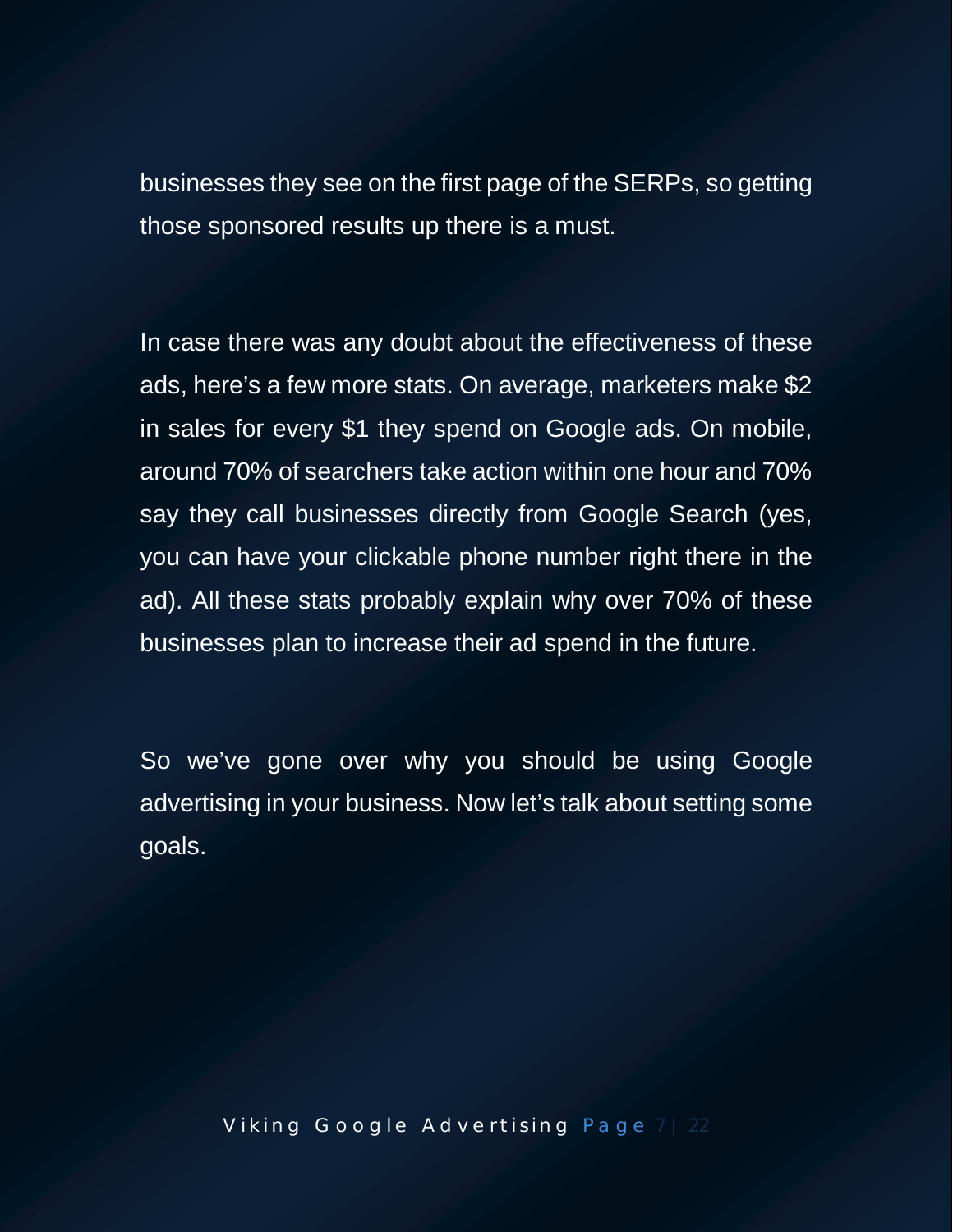businesses they see on the first page of the SERPs, so getting those sponsored results up there is a must.

In case there was any doubt about the effectiveness of these ads, here's a few more stats. On average, marketers make $2 in sales for every $1 they spend on Google ads. On mobile, around 70% of searchers take action within one hour and 70% say they call businesses directly from Google Search (yes, you can have your clickable phone number right there in the ad). All these stats probably explain why over 70% of these businesses plan to increase their ad spend in the future.

So we've gone over why you should be using Google advertising in your business. Now let's talk about setting some goals.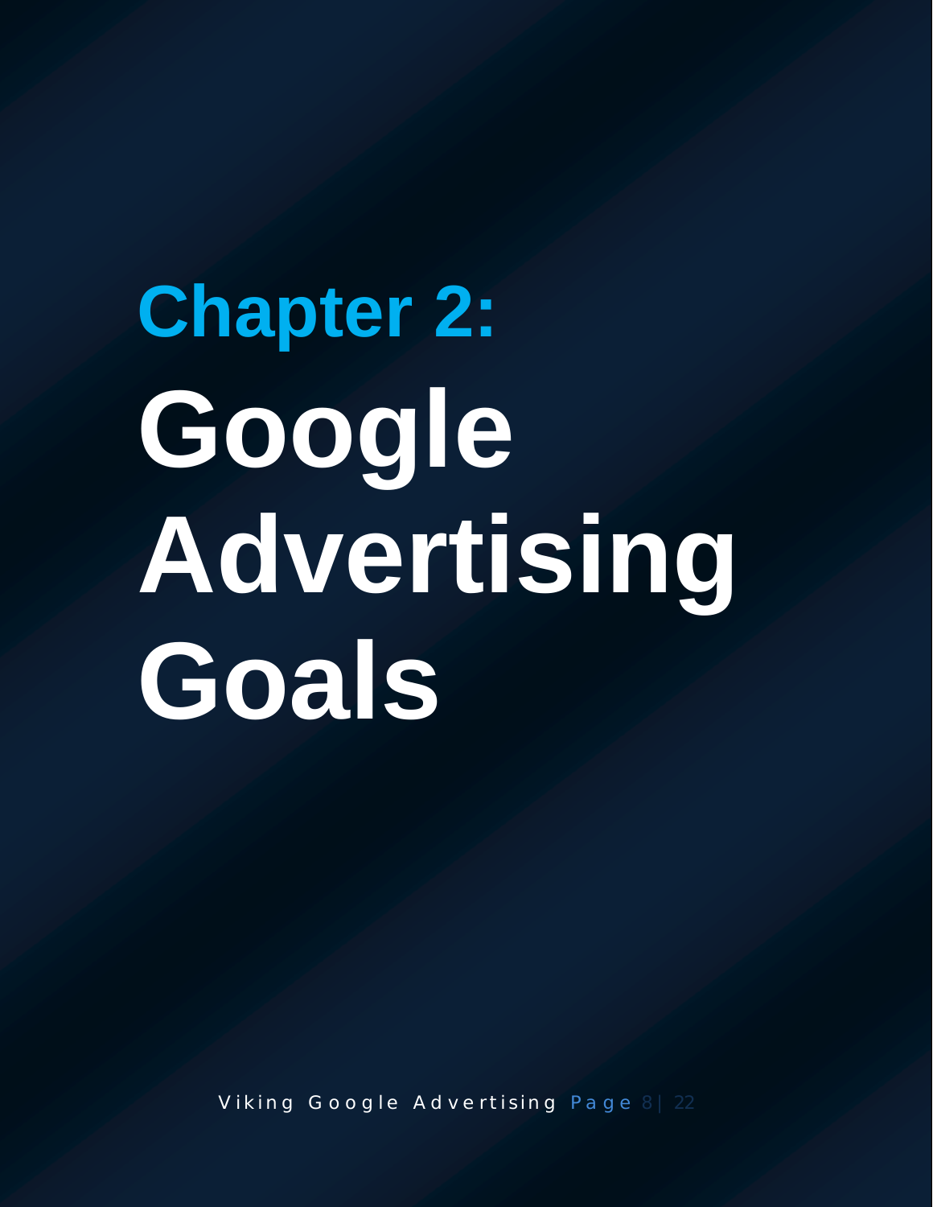# Chapter 2: Google Advertising Goals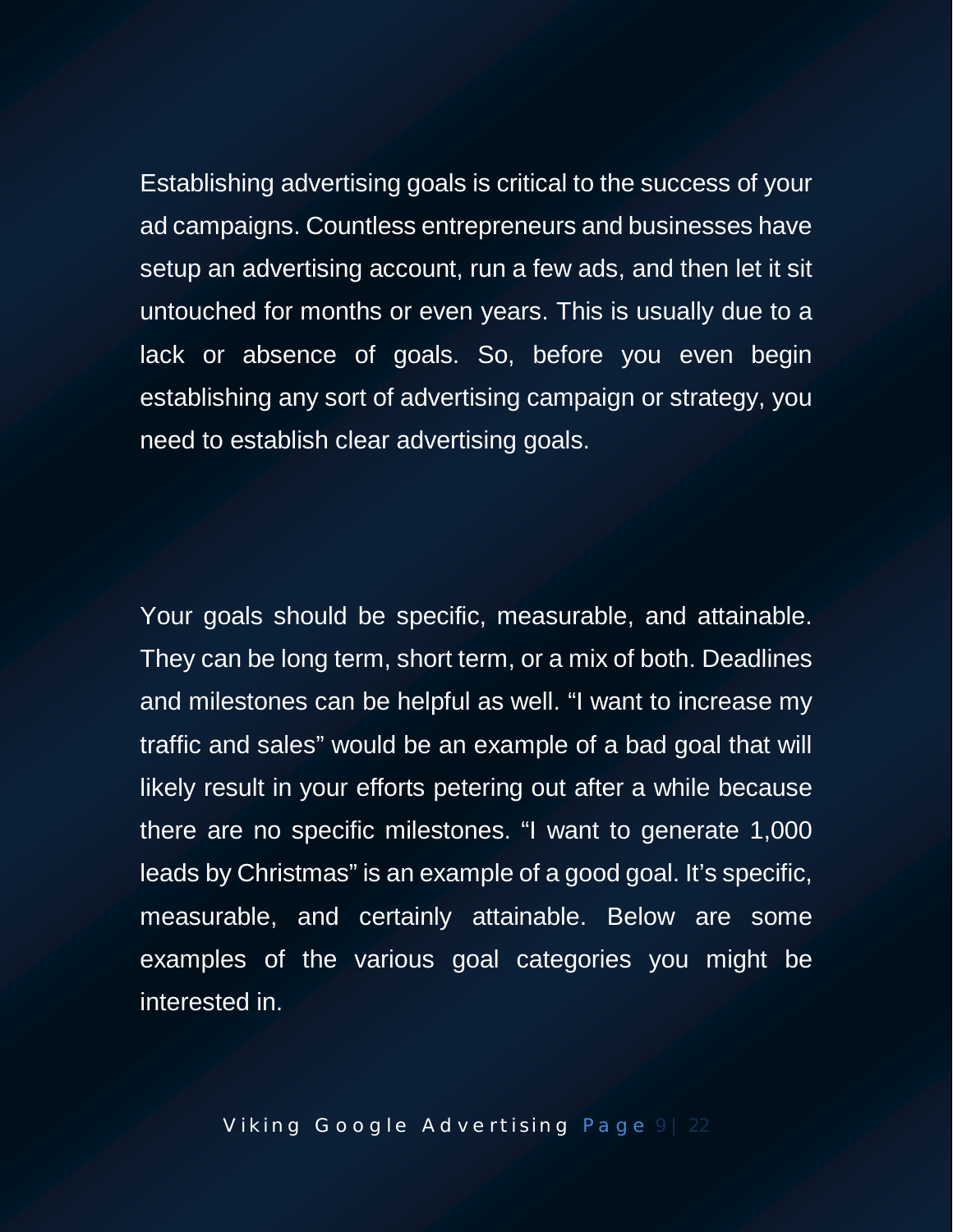Establishing advertising goals is critical to the success of your ad campaigns. Countless entrepreneurs and businesses have setup an advertising account, run a few ads, and then let it sit untouched for months or even years. This is usually due to a lack or absence of goals. So, before you even begin establishing any sort of advertising campaign or strategy, you need to establish clear advertising goals.

Your goals should be specific, measurable, and attainable. They can be long term, short term, or a mix of both. Deadlines and milestones can be helpful as well. “I want to increase my traffic and sales” would be an example of a bad goal that will likely result in your efforts petering out after a while because there are no specific milestones. “I want to generate 1,000 leads by Christmas” is an example of a good goal. It’s specific, measurable, and certainly attainable. Below are some examples of the various goal categories you might be interested in.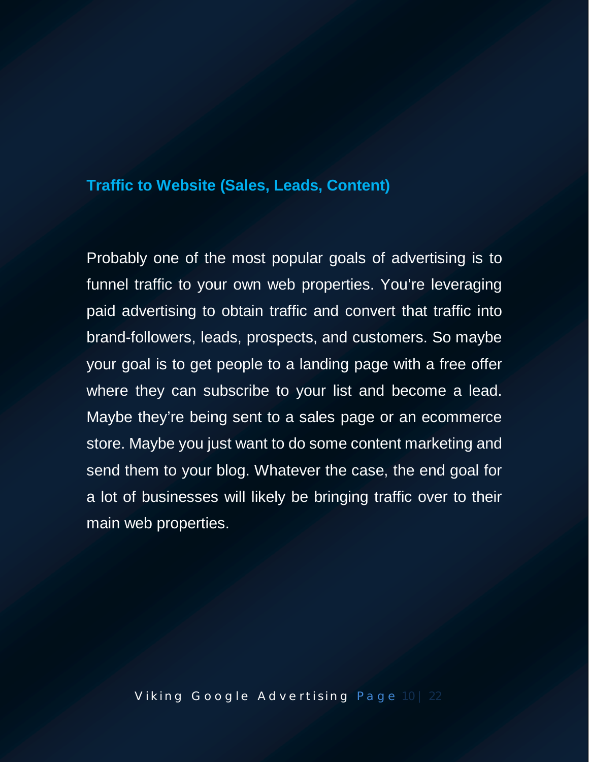### Traffic to Website (Sales, Leads, Content)

Probably one of the most popular goals of advertising is to funnel traffic to your own web properties. You're leveraging paid advertising to obtain traffic and convert that traffic into brand-followers, leads, prospects, and customers. So maybe your goal is to get people to a landing page with a free offer where they can subscribe to your list and become a lead. Maybe they're being sent to a sales page or an ecommerce store. Maybe you just want to do some content marketing and send them to your blog. Whatever the case, the end goal for a lot of businesses will likely be bringing traffic over to their main web properties.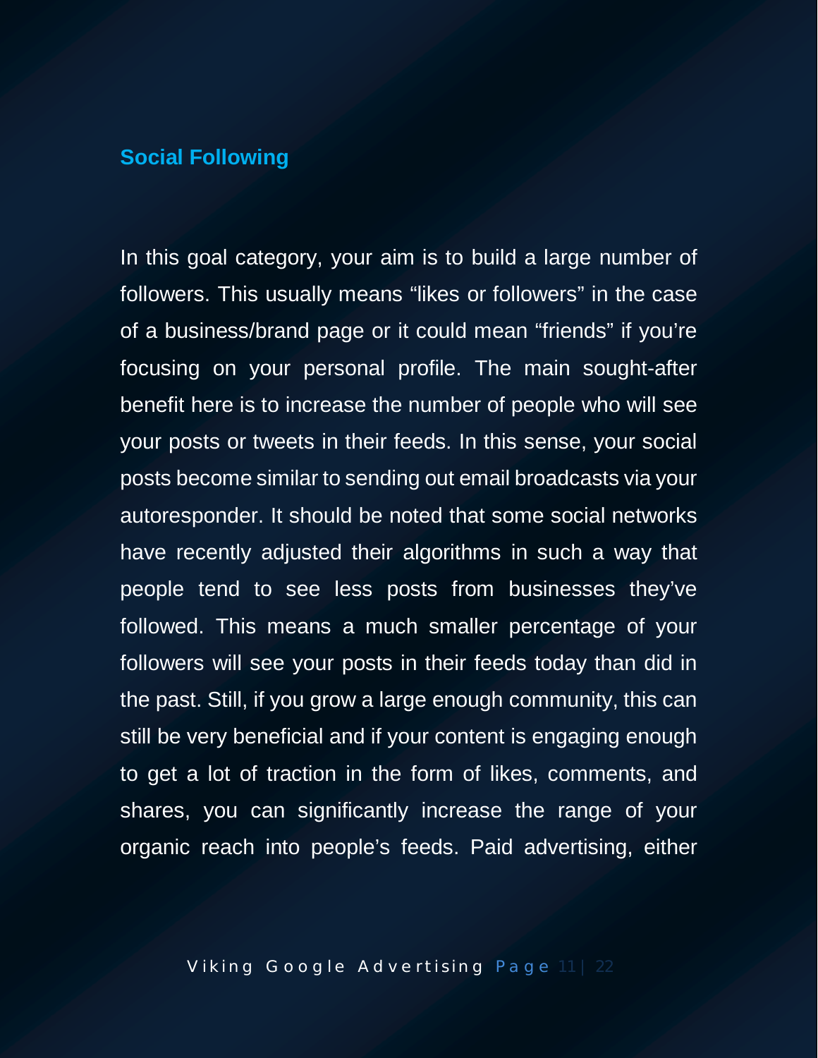## Social Following

In this goal category, your aim is to build a large number of followers. This usually means "likes or followers" in the case of a business/brand page or it could mean "friends" if you're focusing on your personal profile. The main sought-after benefit here is to increase the number of people who will see your posts or tweets in their feeds. In this sense, your social posts become similar to sending out email broadcasts via your autoresponder. It should be noted that some social networks have recently adjusted their algorithms in such a way that people tend to see less posts from businesses they've followed. This means a much smaller percentage of your followers will see your posts in their feeds today than did in the past. Still, if you grow a large enough community, this can still be very beneficial and if your content is engaging enough to get a lot of traction in the form of likes, comments, and shares, you can significantly increase the range of your organic reach into people's feeds. Paid advertising, either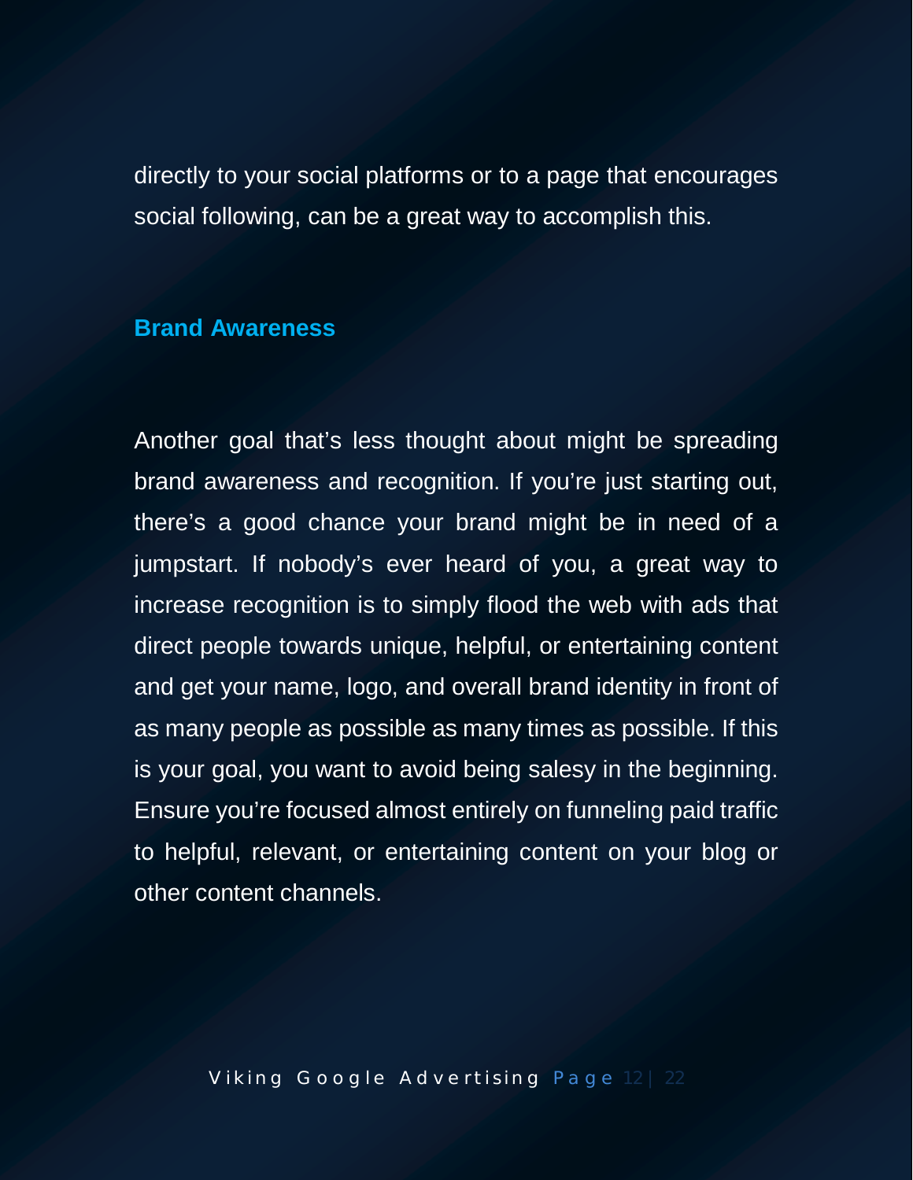directly to your social platforms or to a page that encourages social following, can be a great way to accomplish this.

## Brand Awareness

Another goal that's less thought about might be spreading brand awareness and recognition. If you're just starting out, there's a good chance your brand might be in need of a jumpstart. If nobody's ever heard of you, a great way to increase recognition is to simply flood the web with ads that direct people towards unique, helpful, or entertaining content and get your name, logo, and overall brand identity in front of as many people as possible as many times as possible. If this is your goal, you want to avoid being salesy in the beginning. Ensure you're focused almost entirely on funneling paid traffic to helpful, relevant, or entertaining content on your blog or other content channels.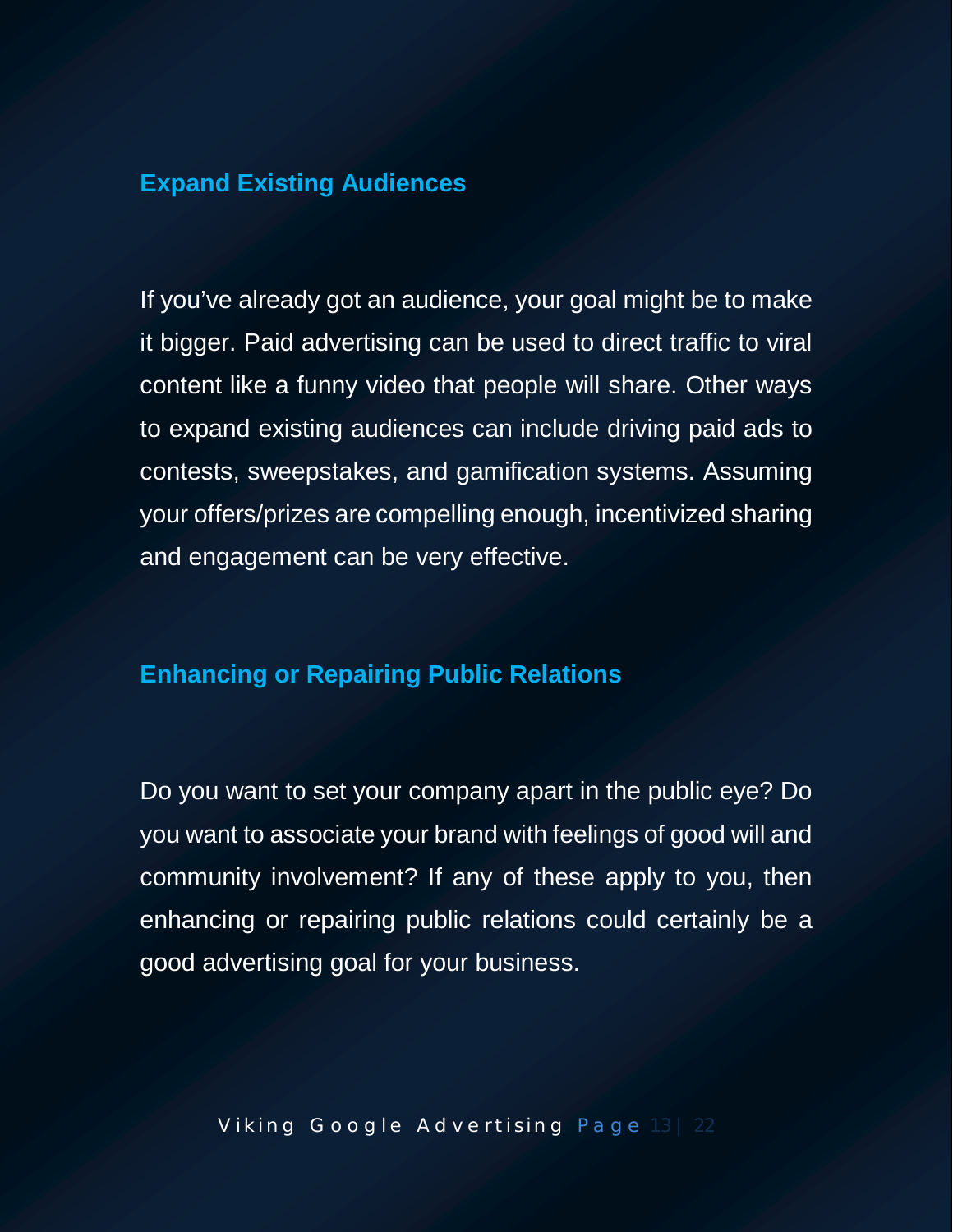### Expand Existing Audiences

If you've already got an audience, your goal might be to make it bigger. Paid advertising can be used to direct traffic to viral content like a funny video that people will share. Other ways to expand existing audiences can include driving paid ads to contests, sweepstakes, and gamification systems. Assuming your offers/prizes are compelling enough, incentivized sharing and engagement can be very effective.

### Enhancing or Repairing Public Relations

Do you want to set your company apart in the public eye? Do you want to associate your brand with feelings of good will and community involvement? If any of these apply to you, then enhancing or repairing public relations could certainly be a good advertising goal for your business.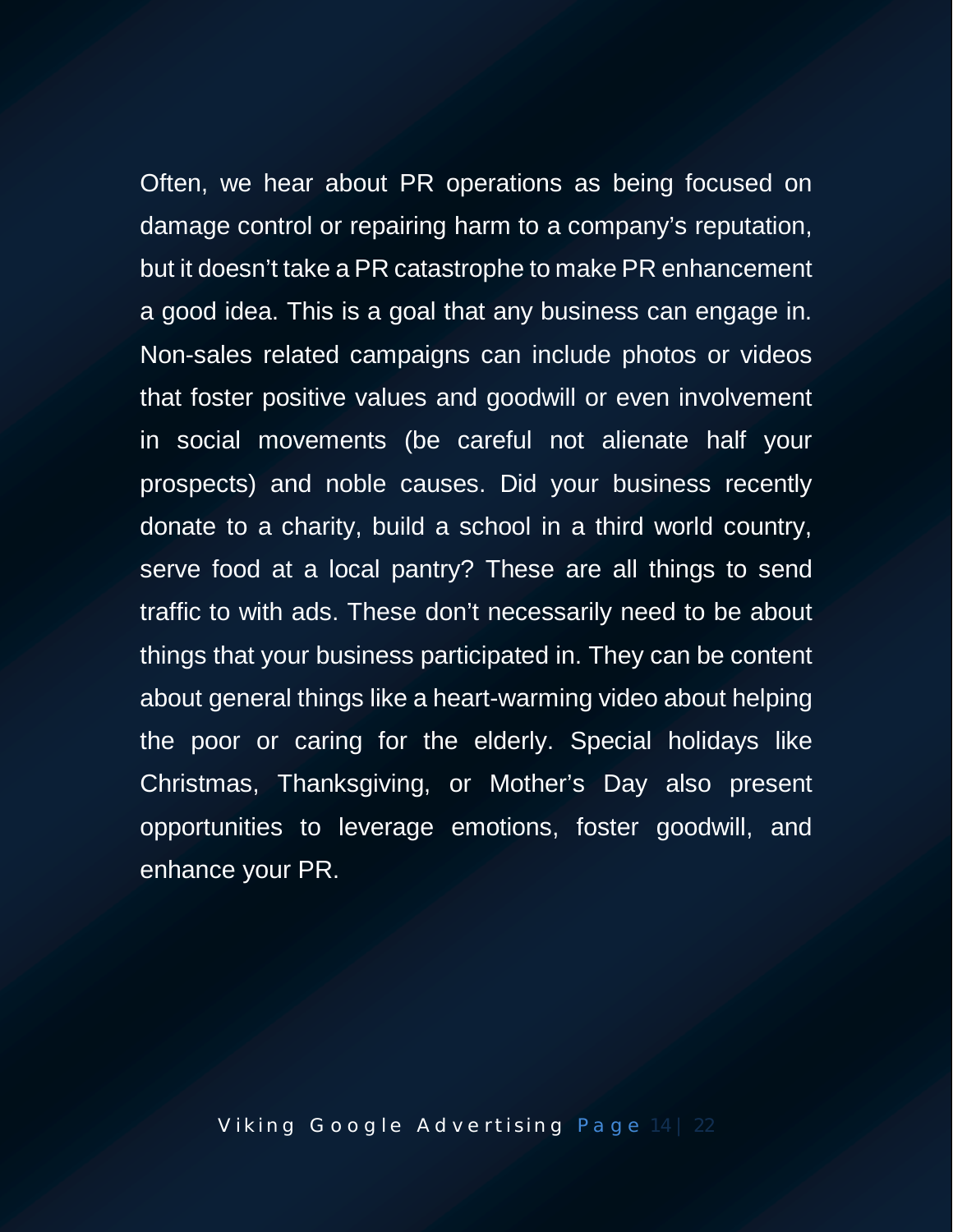Often, we hear about PR operations as being focused on damage control or repairing harm to a company's reputation, but it doesn't take a PR catastrophe to make PR enhancement a good idea. This is a goal that any business can engage in. Non-sales related campaigns can include photos or videos that foster positive values and goodwill or even involvement in social movements (be careful not alienate half your prospects) and noble causes. Did your business recently donate to a charity, build a school in a third world country, serve food at a local pantry? These are all things to send traffic to with ads. These don't necessarily need to be about things that your business participated in. They can be content about general things like a heart-warming video about helping the poor or caring for the elderly. Special holidays like Christmas, Thanksgiving, or Mother's Day also present opportunities to leverage emotions, foster goodwill, and enhance your PR.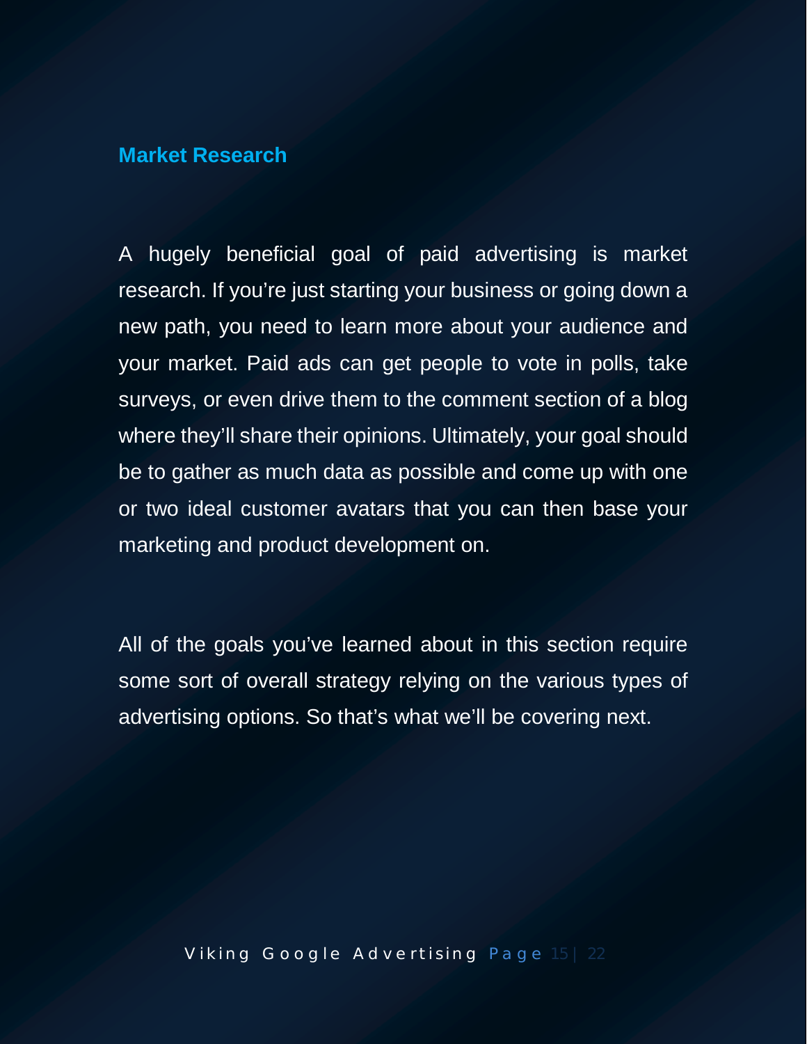## Market Research

A hugely beneficial goal of paid advertising is market research. If you're just starting your business or going down a new path, you need to learn more about your audience and your market. Paid ads can get people to vote in polls, take surveys, or even drive them to the comment section of a blog where they'll share their opinions. Ultimately, your goal should be to gather as much data as possible and come up with one or two ideal customer avatars that you can then base your marketing and product development on.

All of the goals you've learned about in this section require some sort of overall strategy relying on the various types of advertising options. So that's what we'll be covering next.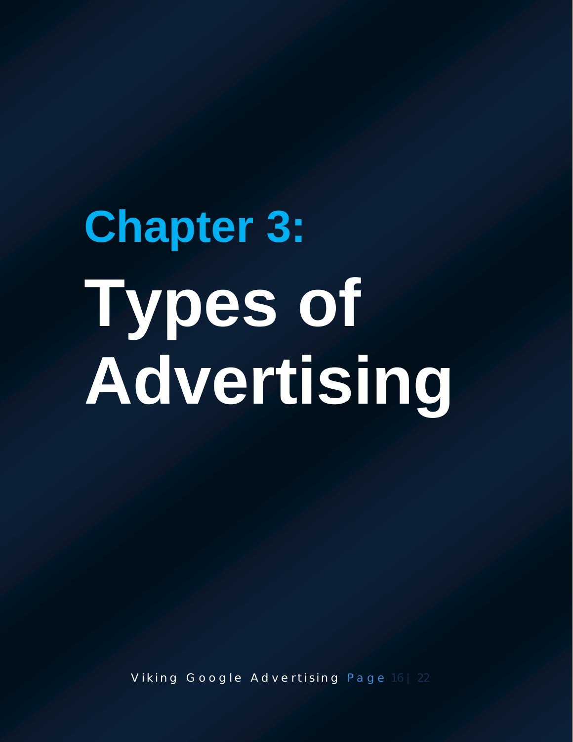# Chapter 3:

# Types of Advertising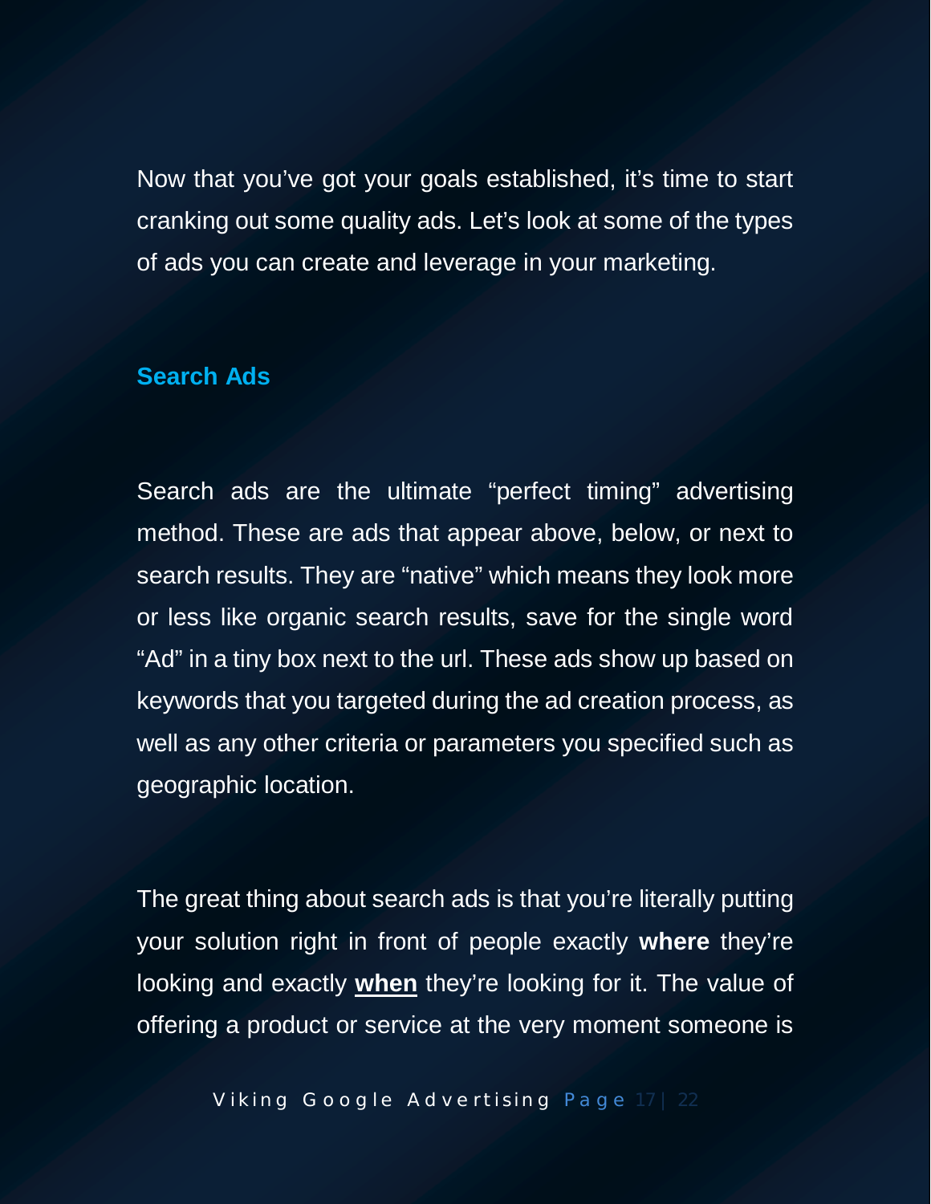Now that you've got your goals established, it's time to start cranking out some quality ads. Let's look at some of the types of ads you can create and leverage in your marketing.

## Search Ads

Search ads are the ultimate "perfect timing" advertising method. These are ads that appear above, below, or next to search results. They are "native" which means they look more or less like organic search results, save for the single word "Ad" in a tiny box next to the url. These ads show up based on keywords that you targeted during the ad creation process, as well as any other criteria or parameters you specified such as geographic location.

The great thing about search ads is that you're literally putting your solution right in front of people exactly **where** they're looking and exactly **<u>when</u>** they're looking for it. The value of offering a product or service at the very moment someone is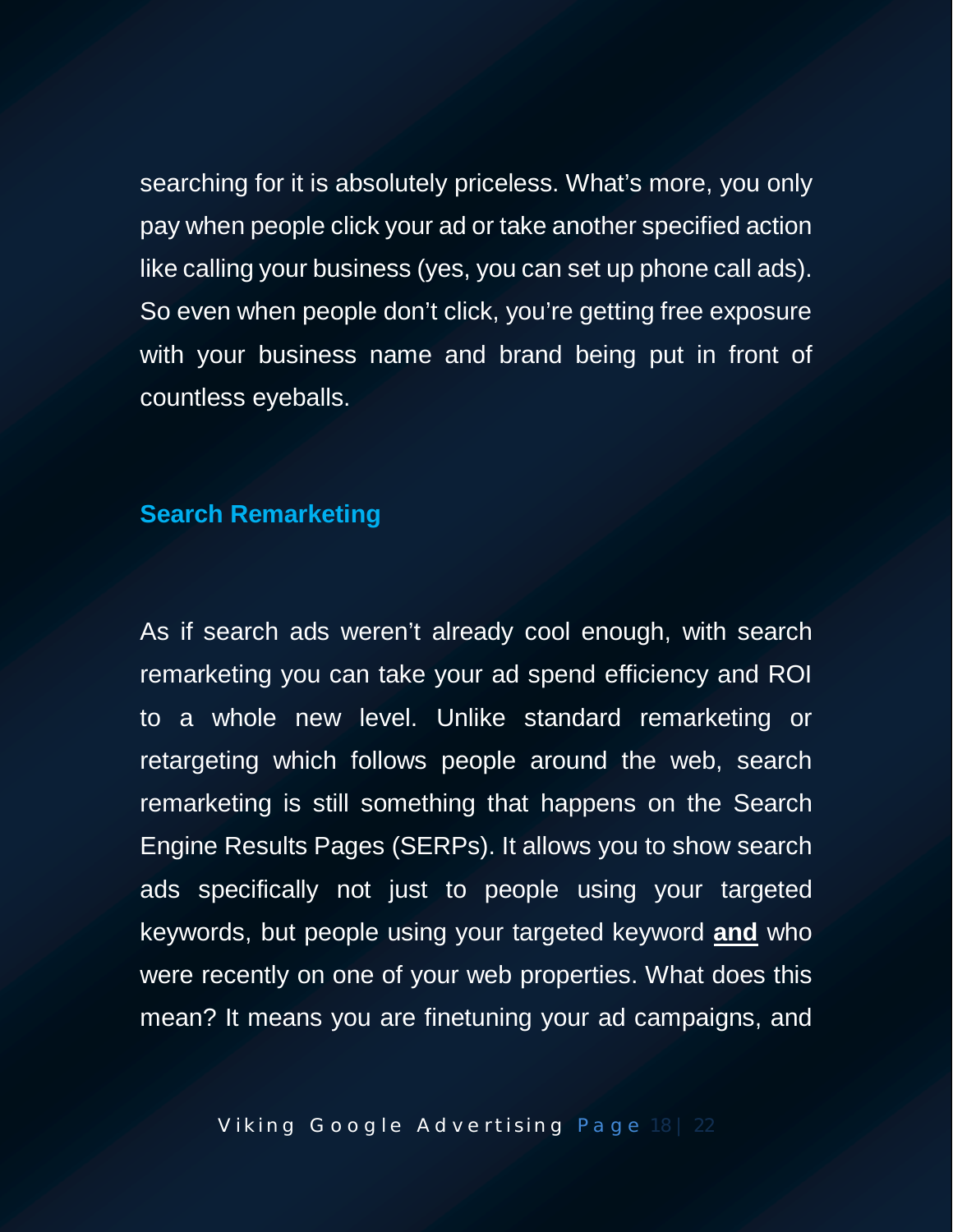searching for it is absolutely priceless. What's more, you only pay when people click your ad or take another specified action like calling your business (yes, you can set up phone call ads). So even when people don't click, you're getting free exposure with your business name and brand being put in front of countless eyeballs.

### Search Remarketing

As if search ads weren't already cool enough, with search remarketing you can take your ad spend efficiency and ROI to a whole new level. Unlike standard remarketing or retargeting which follows people around the web, search remarketing is still something that happens on the Search Engine Results Pages (SERPs). It allows you to show search ads specifically not just to people using your targeted keywords, but people using your targeted keyword **and** who were recently on one of your web properties. What does this mean? It means you are finetuning your ad campaigns, and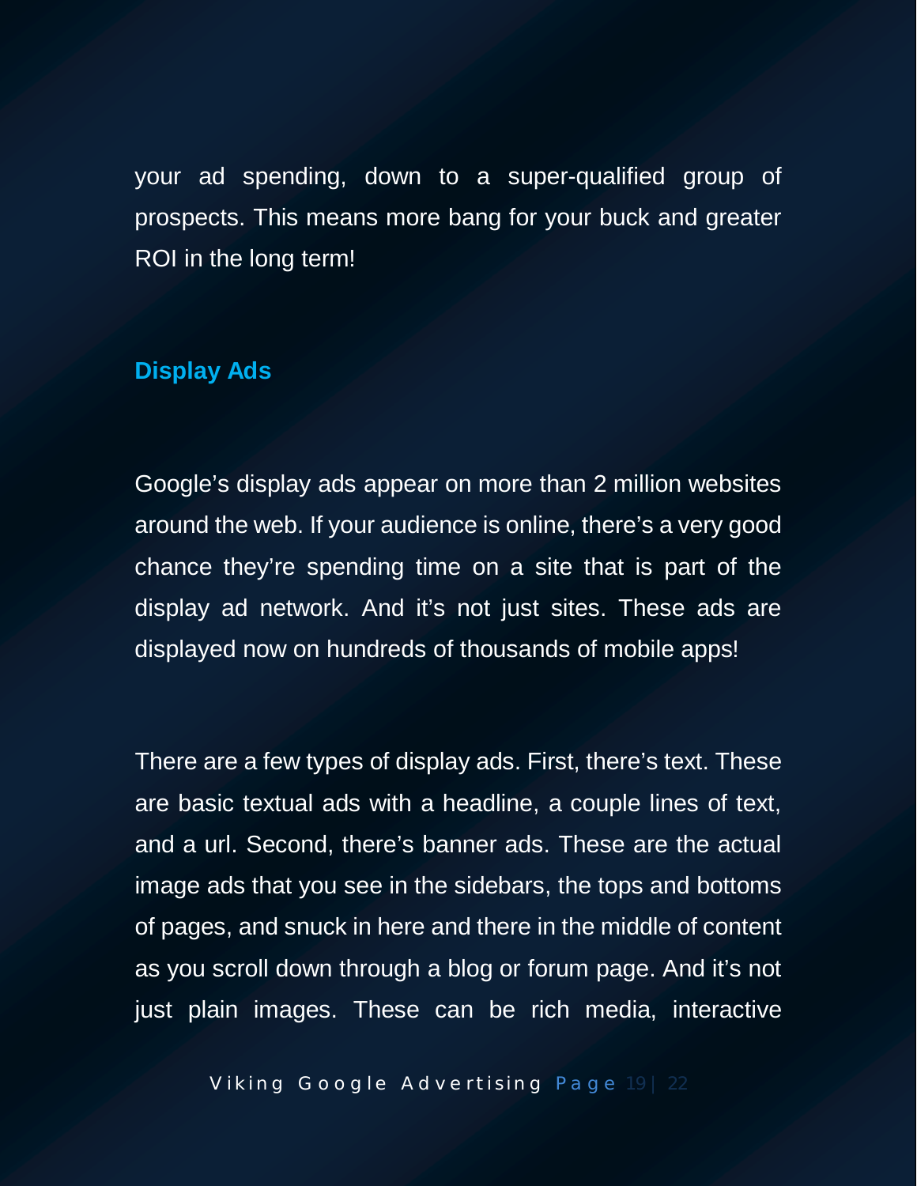your ad spending, down to a super-qualified group of prospects. This means more bang for your buck and greater ROI in the long term!

## Display Ads

Google's display ads appear on more than 2 million websites around the web. If your audience is online, there's a very good chance they're spending time on a site that is part of the display ad network. And it's not just sites. These ads are displayed now on hundreds of thousands of mobile apps!

There are a few types of display ads. First, there's text. These are basic textual ads with a headline, a couple lines of text, and a url. Second, there's banner ads. These are the actual image ads that you see in the sidebars, the tops and bottoms of pages, and snuck in here and there in the middle of content as you scroll down through a blog or forum page. And it's not just plain images. These can be rich media, interactive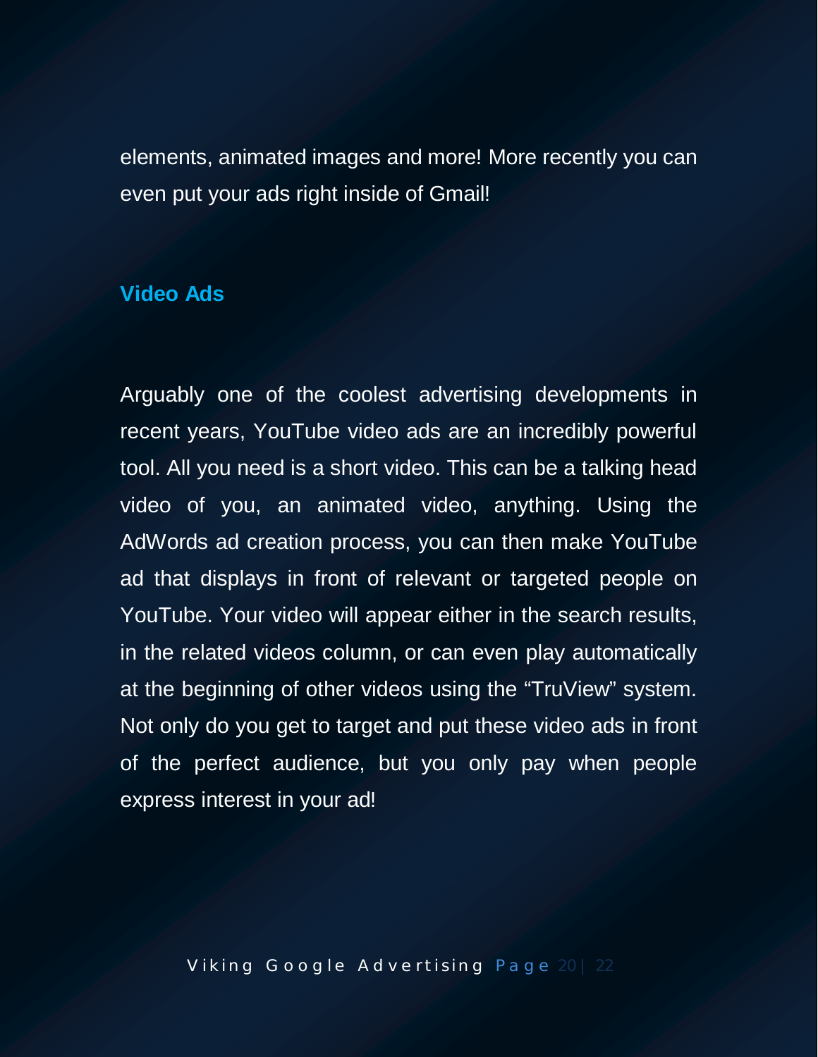elements, animated images and more! More recently you can even put your ads right inside of Gmail!

### Video Ads

Arguably one of the coolest advertising developments in recent years, YouTube video ads are an incredibly powerful tool. All you need is a short video. This can be a talking head video of you, an animated video, anything. Using the AdWords ad creation process, you can then make YouTube ad that displays in front of relevant or targeted people on YouTube. Your video will appear either in the search results, in the related videos column, or can even play automatically at the beginning of other videos using the "TruView" system. Not only do you get to target and put these video ads in front of the perfect audience, but you only pay when people express interest in your ad!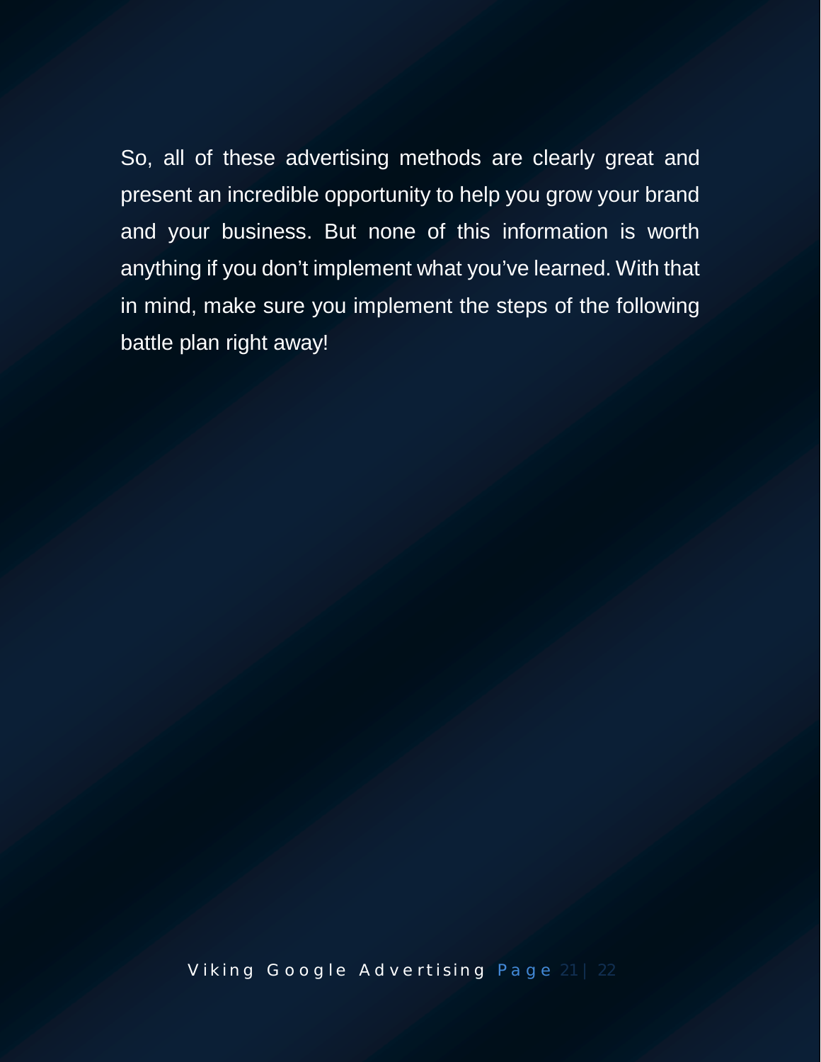So, all of these advertising methods are clearly great and present an incredible opportunity to help you grow your brand and your business. But none of this information is worth anything if you don't implement what you've learned. With that in mind, make sure you implement the steps of the following battle plan right away!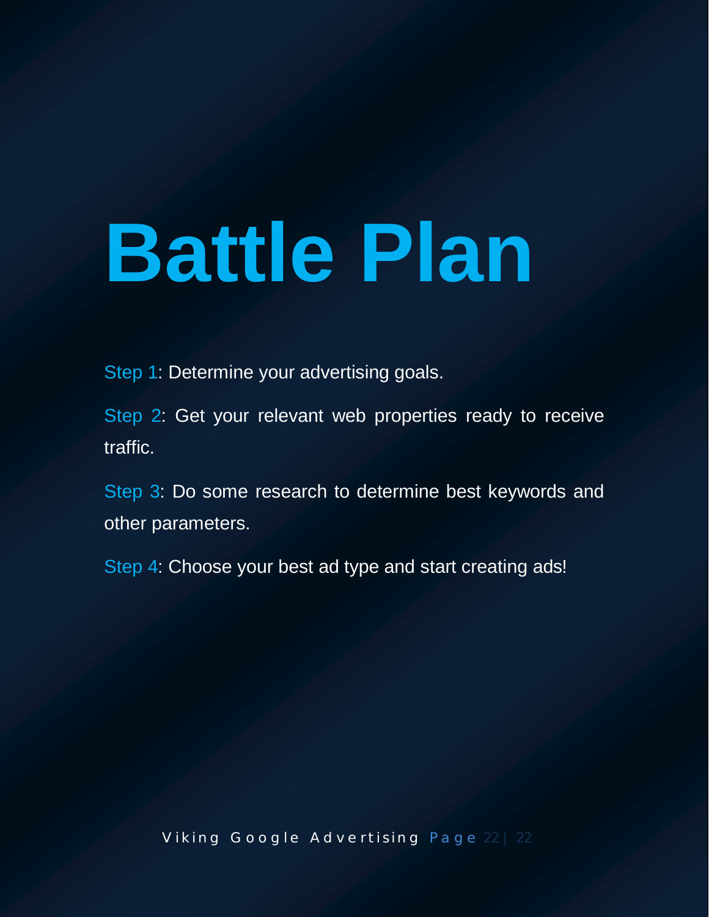# Battle Plan

Step 1: Determine your advertising goals.

Step 2: Get your relevant web properties ready to receive traffic.

Step 3: Do some research to determine best keywords and other parameters.

Step 4: Choose your best ad type and start creating ads!